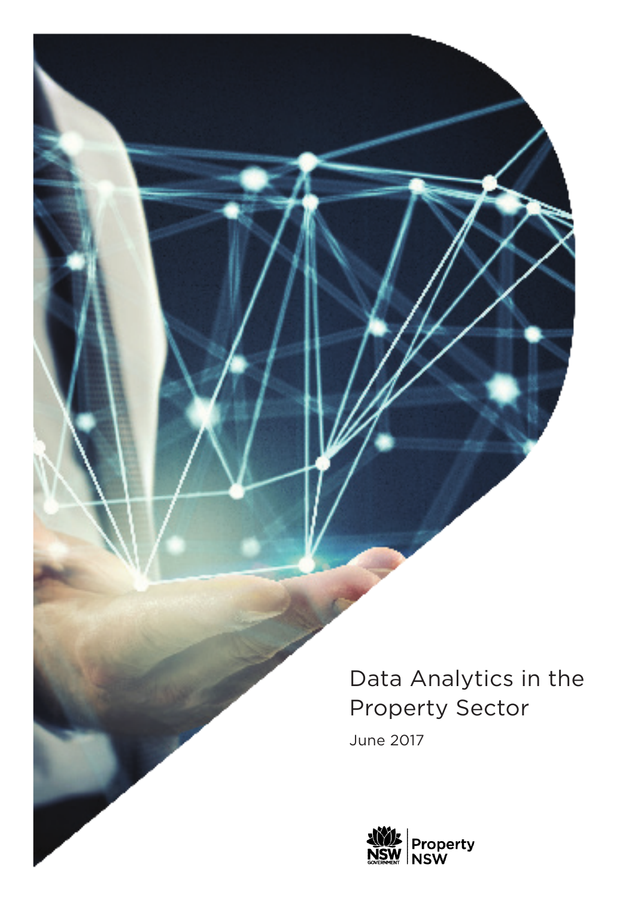# Data Analytics in the Property Sector

June 2017

NSW GOVERNMENT | Property NSW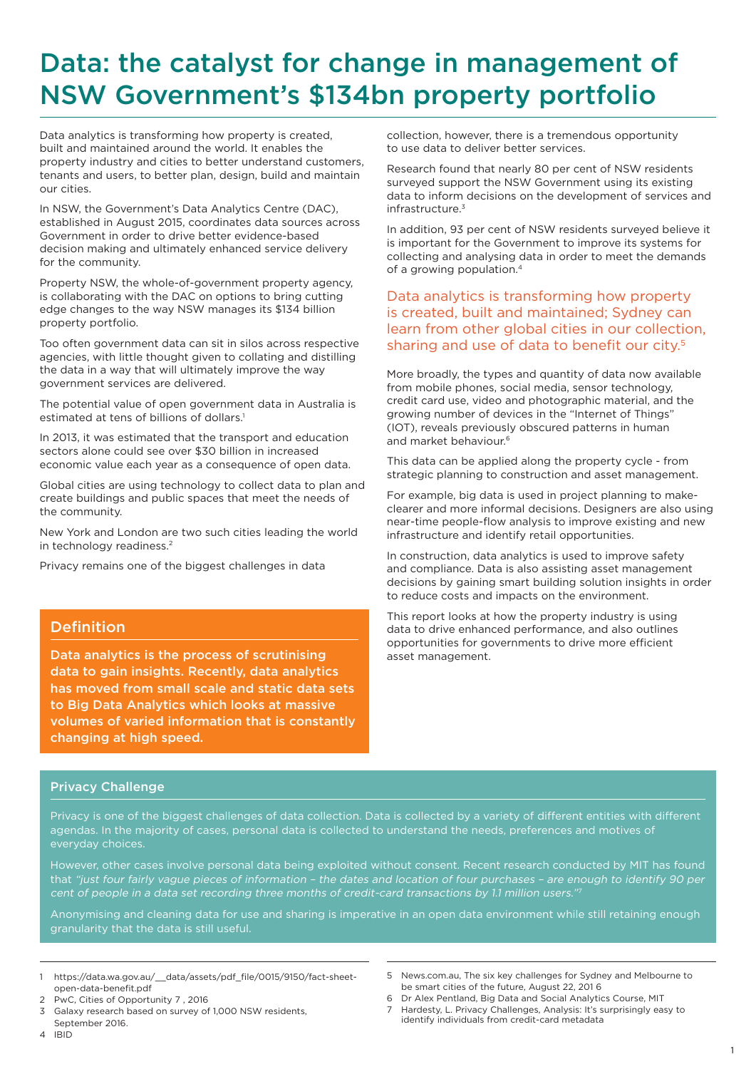# Data: the catalyst for change in management of NSW Government's $134bn property portfolio

Data analytics is transforming how property is created, built and maintained around the world. It enables the property industry and cities to better understand customers, tenants and users, to better plan, design, build and maintain our cities.

In NSW, the Government's Data Analytics Centre (DAC), established in August 2015, coordinates data sources across Government in order to drive better evidence-based decision making and ultimately enhanced service delivery for the community.

Property NSW, the whole-of-government property agency, is collaborating with the DAC on options to bring cutting edge changes to the way NSW manages its $134 billion property portfolio.

Too often government data can sit in silos across respective agencies, with little thought given to collating and distilling the data in a way that will ultimately improve the way government services are delivered.

The potential value of open government data in Australia is estimated at tens of billions of dollars.[1]

In 2013, it was estimated that the transport and education sectors alone could see over $30 billion in increased economic value each year as a consequence of open data.

Global cities are using technology to collect data to plan and create buildings and public spaces that meet the needs of the community.

New York and London are two such cities leading the world in technology readiness.[2]

Privacy remains one of the biggest challenges in data collection, however, there is a tremendous opportunity to use data to deliver better services.

Research found that nearly 80 per cent of NSW residents surveyed support the NSW Government using its existing data to inform decisions on the development of services and infrastructure.[3]

In addition, 93 per cent of NSW residents surveyed believe it is important for the Government to improve its systems for collecting and analysing data in order to meet the demands of a growing population.[4]

> Data analytics is transforming how property is created, built and maintained; Sydney can learn from other global cities in our collection, sharing and use of data to benefit our city.[5]

More broadly, the types and quantity of data now available from mobile phones, social media, sensor technology, credit card use, video and photographic material, and the growing number of devices in the "Internet of Things" (IOT), reveals previously obscured patterns in human and market behaviour.[6]

This data can be applied along the property cycle - from strategic planning to construction and asset management.

For example, big data is used in project planning to make-clearer and more informal decisions. Designers are also using near-time people-flow analysis to improve existing and new infrastructure and identify retail opportunities.

In construction, data analytics is used to improve safety and compliance. Data is also assisting asset management decisions by gaining smart building solution insights in order to reduce costs and impacts on the environment.

This report looks at how the property industry is using data to drive enhanced performance, and also outlines opportunities for governments to drive more efficient asset management.

## Definition

**Data analytics is the process of scrutinising data to gain insights. Recently, data analytics has moved from small scale and static data sets to Big Data Analytics which looks at massive volumes of varied information that is constantly changing at high speed.**

## Privacy Challenge

Privacy is one of the biggest challenges of data collection. Data is collected by a variety of different entities with different agendas. In the majority of cases, personal data is collected to understand the needs, preferences and motives of everyday choices.

However, other cases involve personal data being exploited without consent. Recent research conducted by MIT has found that *"just four fairly vague pieces of information – the dates and location of four purchases – are enough to identify 90 per cent of people in a data set recording three months of credit-card transactions by 1.1 million users."*[7]

Anonymising and cleaning data for use and sharing is imperative in an open data environment while still retaining enough granularity that the data is still useful.

---

1. https://data.wa.gov.au/__data/assets/pdf_file/0015/9150/fact-sheet-open-data-benefit.pdf
2. PwC, Cities of Opportunity 7 , 2016
3. Galaxy research based on survey of 1,000 NSW residents, September 2016.
4. IBID
5. News.com.au, The six key challenges for Sydney and Melbourne to be smart cities of the future, August 22, 201 6
6. Dr Alex Pentland, Big Data and Social Analytics Course, MIT
7. Hardesty, L. Privacy Challenges, Analysis: It's surprisingly easy to identify individuals from credit-card metadata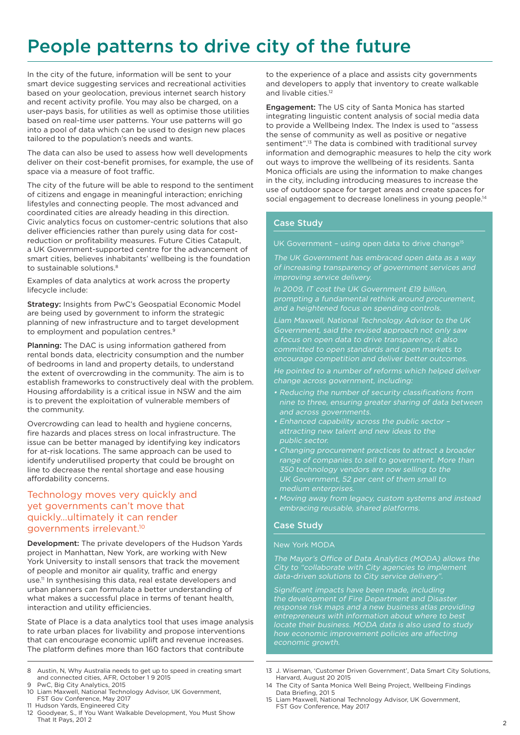# People patterns to drive city of the future

In the city of the future, information will be sent to your smart device suggesting services and recreational activities based on your geolocation, previous internet search history and recent activity profile. You may also be charged, on a user-pays basis, for utilities as well as optimise those utilities based on real-time user patterns. Your use patterns will go into a pool of data which can be used to design new places tailored to the population's needs and wants.

The data can also be used to assess how well developments deliver on their cost-benefit promises, for example, the use of space via a measure of foot traffic.

The city of the future will be able to respond to the sentiment of citizens and engage in meaningful interaction; enriching lifestyles and connecting people. The most advanced and coordinated cities are already heading in this direction. Civic analytics focus on customer-centric solutions that also deliver efficiencies rather than purely using data for cost-reduction or profitability measures. Future Cities Catapult, a UK Government-supported centre for the advancement of smart cities, believes inhabitants' wellbeing is the foundation to sustainable solutions.[8]

Examples of data analytics at work across the property lifecycle include:

**Strategy:** Insights from PwC's Geospatial Economic Model are being used by government to inform the strategic planning of new infrastructure and to target development to employment and population centres.[9]

**Planning:** The DAC is using information gathered from rental bonds data, electricity consumption and the number of bedrooms in land and property details, to understand the extent of overcrowding in the community. The aim is to establish frameworks to constructively deal with the problem. Housing affordability is a critical issue in NSW and the aim is to prevent the exploitation of vulnerable members of the community.

Overcrowding can lead to health and hygiene concerns, fire hazards and places stress on local infrastructure. The issue can be better managed by identifying key indicators for at-risk locations. The same approach can be used to identify underutilised property that could be brought on line to decrease the rental shortage and ease housing affordability concerns.

## Technology moves very quickly and yet governments can't move that quickly...ultimately it can render governments irrelevant.[10]

**Development:** The private developers of the Hudson Yards project in Manhattan, New York, are working with New York University to install sensors that track the movement of people and monitor air quality, traffic and energy use.[11] In synthesising this data, real estate developers and urban planners can formulate a better understanding of what makes a successful place in terms of tenant health, interaction and utility efficiencies.

State of Place is a data analytics tool that uses image analysis to rate urban places for livability and propose interventions that can encourage economic uplift and revenue increases. The platform defines more than 160 factors that contribute to the experience of a place and assists city governments and developers to apply that inventory to create walkable and livable cities.[12]

**Engagement:** The US city of Santa Monica has started integrating linguistic content analysis of social media data to provide a Wellbeing Index. The Index is used to "assess the sense of community as well as positive or negative sentiment".[13] The data is combined with traditional survey information and demographic measures to help the city work out ways to improve the wellbeing of its residents. Santa Monica officials are using the information to make changes in the city, including introducing measures to increase the use of outdoor space for target areas and create spaces for social engagement to decrease loneliness in young people.[14]

### Case Study

UK Government – using open data to drive change[15]

*The UK Government has embraced open data as a way of increasing transparency of government services and improving service delivery.*

*In 2009, IT cost the UK Government £19 billion, prompting a fundamental rethink around procurement, and a heightened focus on spending controls.*

*Liam Maxwell, National Technology Advisor to the UK Government, said the revised approach not only saw a focus on open data to drive transparency, it also committed to open standards and open markets to encourage competition and deliver better outcomes.*

*He pointed to a number of reforms which helped deliver change across government, including:*

- *Reducing the number of security classifications from nine to three, ensuring greater sharing of data between and across governments.*
- *Enhanced capability across the public sector – attracting new talent and new ideas to the public sector.*
- *Changing procurement practices to attract a broader range of companies to sell to government. More than 350 technology vendors are now selling to the UK Government, 52 per cent of them small to medium enterprises.*
- *Moving away from legacy, custom systems and instead embracing reusable, shared platforms.*

### Case Study

New York MODA

*The Mayor's Office of Data Analytics (MODA) allows the City to "collaborate with City agencies to implement data-driven solutions to City service delivery".*

*Significant impacts have been made, including the development of Fire Department and Disaster response risk maps and a new business atlas providing entrepreneurs with information about where to best locate their business. MODA data is also used to study how economic improvement policies are affecting economic growth.*

---

8 Austin, N, Why Australia needs to get up to speed in creating smart and connected cities, AFR, October 1 9 2015
9 PwC, Big City Analytics, 2015
10 Liam Maxwell, National Technology Advisor, UK Government, FST Gov Conference, May 2017
11 Hudson Yards, Engineered City
12 Goodyear, S., If You Want Walkable Development, You Must Show That It Pays, 201 2
13 J. Wiseman, 'Customer Driven Government', Data Smart City Solutions, Harvard, August 20 2015
14 The City of Santa Monica Well Being Project, Wellbeing Findings Data Briefing, 201 5
15 Liam Maxwell, National Technology Advisor, UK Government, FST Gov Conference, May 2017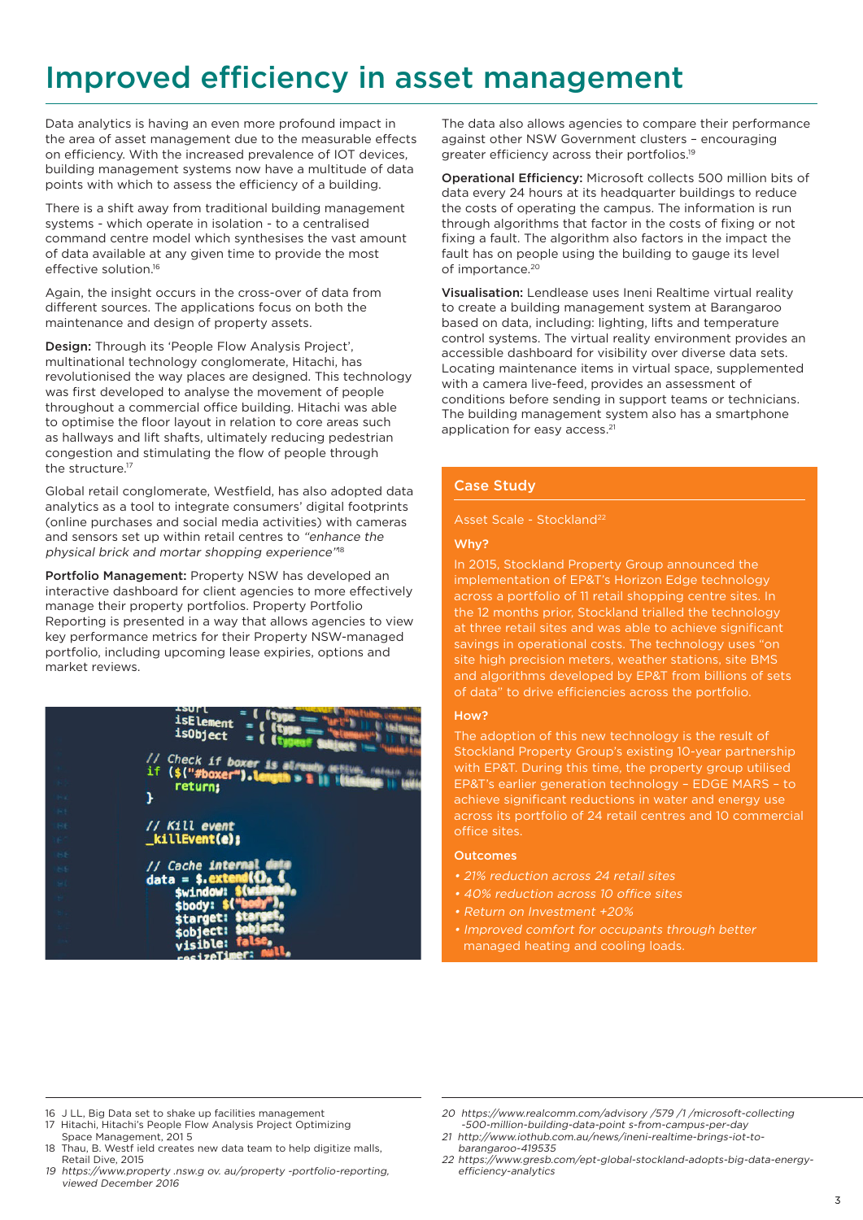# Improved efficiency in asset management

Data analytics is having an even more profound impact in the area of asset management due to the measurable effects on efficiency. With the increased prevalence of IOT devices, building management systems now have a multitude of data points with which to assess the efficiency of a building.

There is a shift away from traditional building management systems - which operate in isolation - to a centralised command centre model which synthesises the vast amount of data available at any given time to provide the most effective solution.[16]

Again, the insight occurs in the cross-over of data from different sources. The applications focus on both the maintenance and design of property assets.

**Design:** Through its 'People Flow Analysis Project', multinational technology conglomerate, Hitachi, has revolutionised the way places are designed. This technology was first developed to analyse the movement of people throughout a commercial office building. Hitachi was able to optimise the floor layout in relation to core areas such as hallways and lift shafts, ultimately reducing pedestrian congestion and stimulating the flow of people through the structure.[17]

Global retail conglomerate, Westfield, has also adopted data analytics as a tool to integrate consumers' digital footprints (online purchases and social media activities) with cameras and sensors set up within retail centres to *"enhance the physical brick and mortar shopping experience"*[18]

**Portfolio Management:** Property NSW has developed an interactive dashboard for client agencies to more effectively manage their property portfolios. Property Portfolio Reporting is presented in a way that allows agencies to view key performance metrics for their Property NSW-managed portfolio, including upcoming lease expiries, options and market reviews.

The data also allows agencies to compare their performance against other NSW Government clusters – encouraging greater efficiency across their portfolios.[19]

**Operational Efficiency:** Microsoft collects 500 million bits of data every 24 hours at its headquarter buildings to reduce the costs of operating the campus. The information is run through algorithms that factor in the costs of fixing or not fixing a fault. The algorithm also factors in the impact the fault has on people using the building to gauge its level of importance.[20]

**Visualisation:** Lendlease uses Ineni Realtime virtual reality to create a building management system at Barangaroo based on data, including: lighting, lifts and temperature control systems. The virtual reality environment provides an accessible dashboard for visibility over diverse data sets. Locating maintenance items in virtual space, supplemented with a camera live-feed, provides an assessment of conditions before sending in support teams or technicians. The building management system also has a smartphone application for easy access.[21]

## Case Study

Asset Scale - Stockland[22]

### Why?

In 2015, Stockland Property Group announced the implementation of EP&T's Horizon Edge technology across a portfolio of 11 retail shopping centre sites. In the 12 months prior, Stockland trialled the technology at three retail sites and was able to achieve significant savings in operational costs. The technology uses "on site high precision meters, weather stations, site BMS and algorithms developed by EP&T from billions of sets of data" to drive efficiencies across the portfolio.

### How?

The adoption of this new technology is the result of Stockland Property Group's existing 10-year partnership with EP&T. During this time, the property group utilised EP&T's earlier generation technology – EDGE MARS – to achieve significant reductions in water and energy use across its portfolio of 24 retail centres and 10 commercial office sites.

### Outcomes

- *21% reduction across 24 retail sites*
- *40% reduction across 10 office sites*
- *Return on Investment +20%*
- *Improved comfort for occupants through better managed heating and cooling loads.*

---

16 J LL, Big Data set to shake up facilities management
17 Hitachi, Hitachi's People Flow Analysis Project Optimizing Space Management, 201 5
18 Thau, B. Westf ield creates new data team to help digitize malls, Retail Dive, 2015
19 *https://www.property .nsw.g ov. au/property -portfolio-reporting, viewed December 2016*
20 *https://www.realcomm.com/advisory /579 /1 /microsoft-collecting -500-million-building-data-point s-from-campus-per-day*
21 *http://www.iothub.com.au/news/ineni-realtime-brings-iot-to-barangaroo-419535*
22 *https://www.gresb.com/ept-global-stockland-adopts-big-data-energy-efficiency-analytics*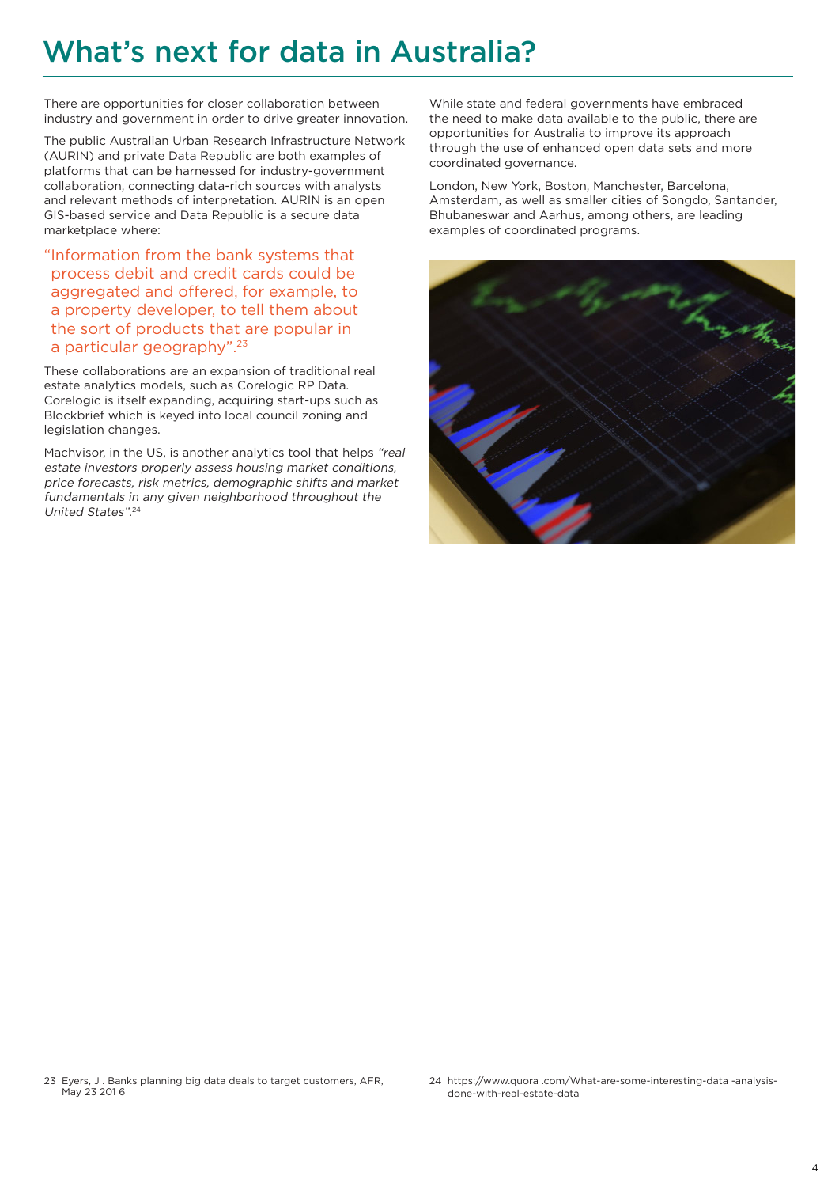# What's next for data in Australia?

There are opportunities for closer collaboration between industry and government in order to drive greater innovation.

The public Australian Urban Research Infrastructure Network (AURIN) and private Data Republic are both examples of platforms that can be harnessed for industry-government collaboration, connecting data-rich sources with analysts and relevant methods of interpretation. AURIN is an open GIS-based service and Data Republic is a secure data marketplace where:

> "Information from the bank systems that process debit and credit cards could be aggregated and offered, for example, to a property developer, to tell them about the sort of products that are popular in a particular geography".[23]

These collaborations are an expansion of traditional real estate analytics models, such as Corelogic RP Data. Corelogic is itself expanding, acquiring start-ups such as Blockbrief which is keyed into local council zoning and legislation changes.

Machvisor, in the US, is another analytics tool that helps *"real estate investors properly assess housing market conditions, price forecasts, risk metrics, demographic shifts and market fundamentals in any given neighborhood throughout the United States"*.[24]

While state and federal governments have embraced the need to make data available to the public, there are opportunities for Australia to improve its approach through the use of enhanced open data sets and more coordinated governance.

London, New York, Boston, Manchester, Barcelona, Amsterdam, as well as smaller cities of Songdo, Santander, Bhubaneswar and Aarhus, among others, are leading examples of coordinated programs.

---

23 Eyers, J . Banks planning big data deals to target customers, AFR, May 23 201 6

24 https://www.quora .com/What-are-some-interesting-data -analysis-done-with-real-estate-data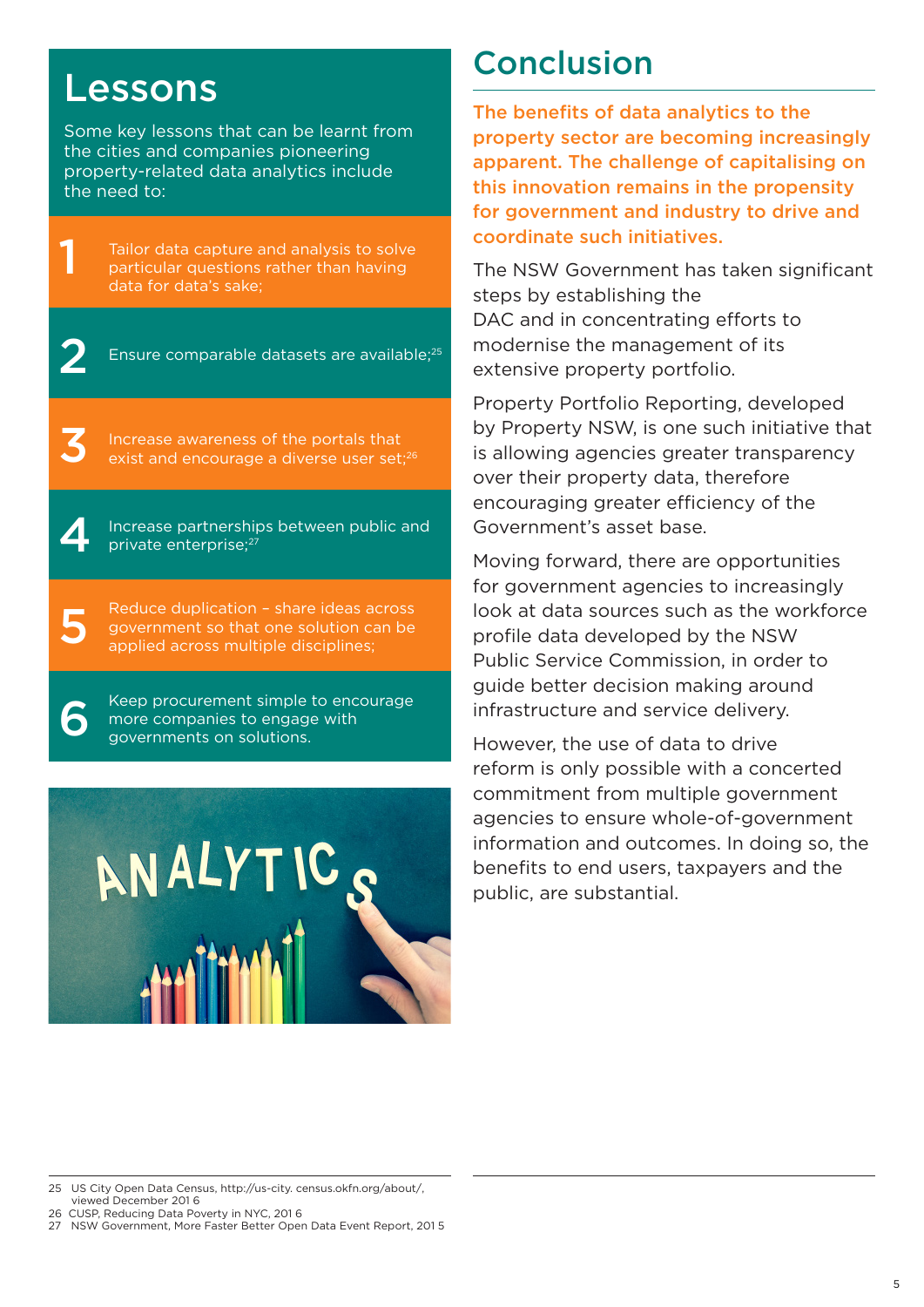## Lessons

Some key lessons that can be learnt from the cities and companies pioneering property-related data analytics include the need to:

1. Tailor data capture and analysis to solve particular questions rather than having data for data's sake;
2. Ensure comparable datasets are available;[25]
3. Increase awareness of the portals that exist and encourage a diverse user set;[26]
4. Increase partnerships between public and private enterprise;[27]
5. Reduce duplication – share ideas across government so that one solution can be applied across multiple disciplines;
6. Keep procurement simple to encourage more companies to engage with governments on solutions.

## Conclusion

**The benefits of data analytics to the property sector are becoming increasingly apparent. The challenge of capitalising on this innovation remains in the propensity for government and industry to drive and coordinate such initiatives.**

The NSW Government has taken significant steps by establishing the DAC and in concentrating efforts to modernise the management of its extensive property portfolio.

Property Portfolio Reporting, developed by Property NSW, is one such initiative that is allowing agencies greater transparency over their property data, therefore encouraging greater efficiency of the Government's asset base.

Moving forward, there are opportunities for government agencies to increasingly look at data sources such as the workforce profile data developed by the NSW Public Service Commission, in order to guide better decision making around infrastructure and service delivery.

However, the use of data to drive reform is only possible with a concerted commitment from multiple government agencies to ensure whole-of-government information and outcomes. In doing so, the benefits to end users, taxpayers and the public, are substantial.

---

25 US City Open Data Census, http://us-city. census.okfn.org/about/, viewed December 201 6
26 CUSP, Reducing Data Poverty in NYC, 201 6
27 NSW Government, More Faster Better Open Data Event Report, 201 5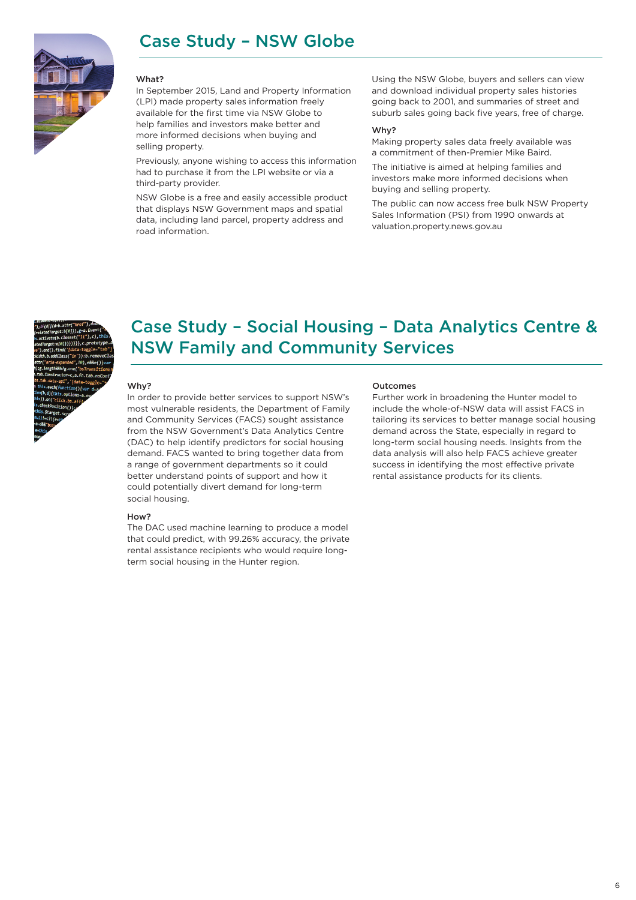# Case Study – NSW Globe

### What?

In September 2015, Land and Property Information (LPI) made property sales information freely available for the first time via NSW Globe to help families and investors make better and more informed decisions when buying and selling property.

Previously, anyone wishing to access this information had to purchase it from the LPI website or via a third-party provider.

NSW Globe is a free and easily accessible product that displays NSW Government maps and spatial data, including land parcel, property address and road information.

Using the NSW Globe, buyers and sellers can view and download individual property sales histories going back to 2001, and summaries of street and suburb sales going back five years, free of charge.

### Why?

Making property sales data freely available was a commitment of then-Premier Mike Baird.

The initiative is aimed at helping families and investors make more informed decisions when buying and selling property.

The public can now access free bulk NSW Property Sales Information (PSI) from 1990 onwards at valuation.property.news.gov.au

# Case Study – Social Housing – Data Analytics Centre & NSW Family and Community Services

### Why?

In order to provide better services to support NSW's most vulnerable residents, the Department of Family and Community Services (FACS) sought assistance from the NSW Government's Data Analytics Centre (DAC) to help identify predictors for social housing demand. FACS wanted to bring together data from a range of government departments so it could better understand points of support and how it could potentially divert demand for long-term social housing.

### How?

The DAC used machine learning to produce a model that could predict, with 99.26% accuracy, the private rental assistance recipients who would require long-term social housing in the Hunter region.

### Outcomes

Further work in broadening the Hunter model to include the whole-of-NSW data will assist FACS in tailoring its services to better manage social housing demand across the State, especially in regard to long-term social housing needs. Insights from the data analysis will also help FACS achieve greater success in identifying the most effective private rental assistance products for its clients.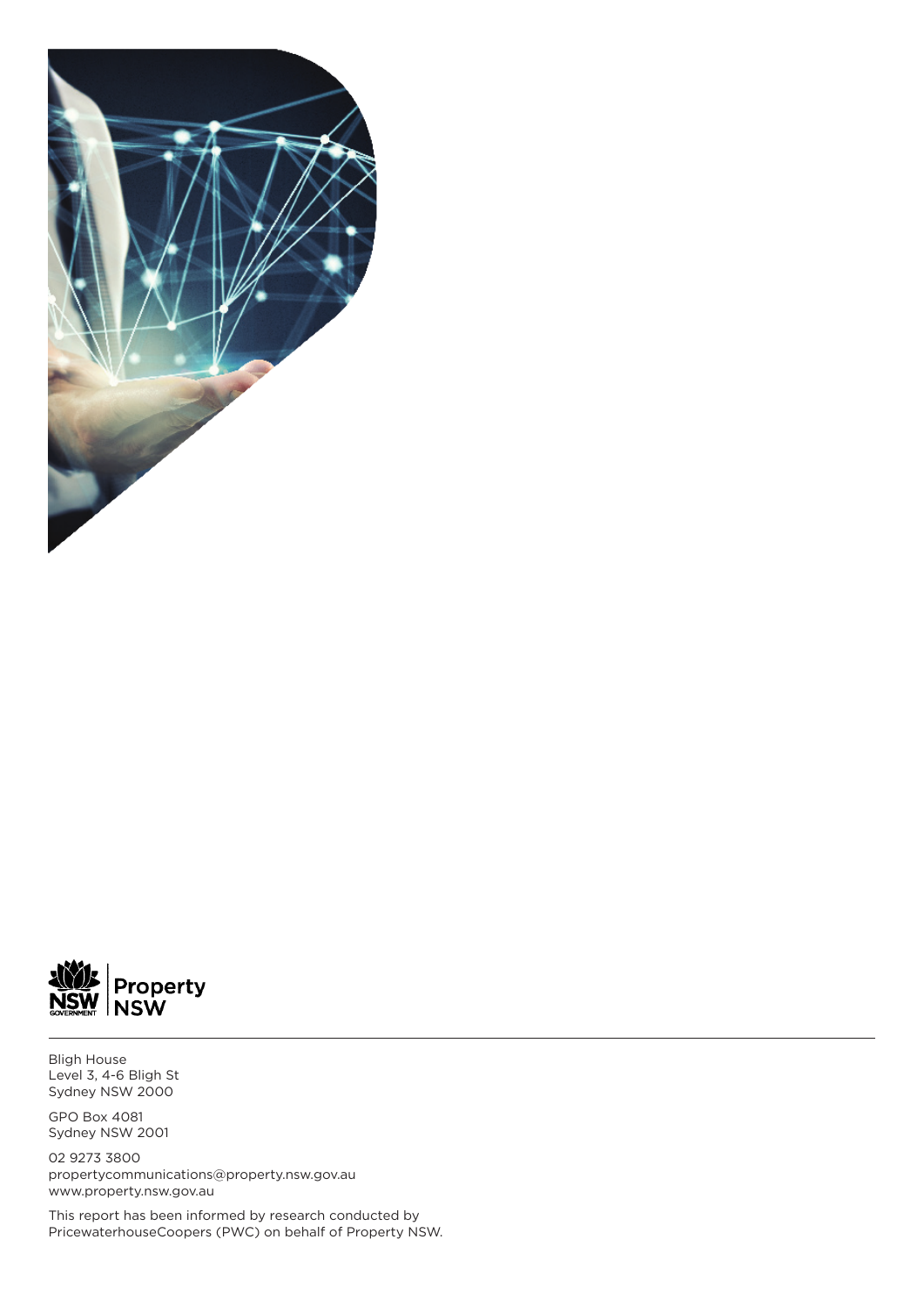Property NSW

Bligh House
Level 3, 4-6 Bligh St
Sydney NSW 2000

GPO Box 4081
Sydney NSW 2001

02 9273 3800
propertycommunications@property.nsw.gov.au
www.property.nsw.gov.au

This report has been informed by research conducted by PricewaterhouseCoopers (PWC) on behalf of Property NSW.